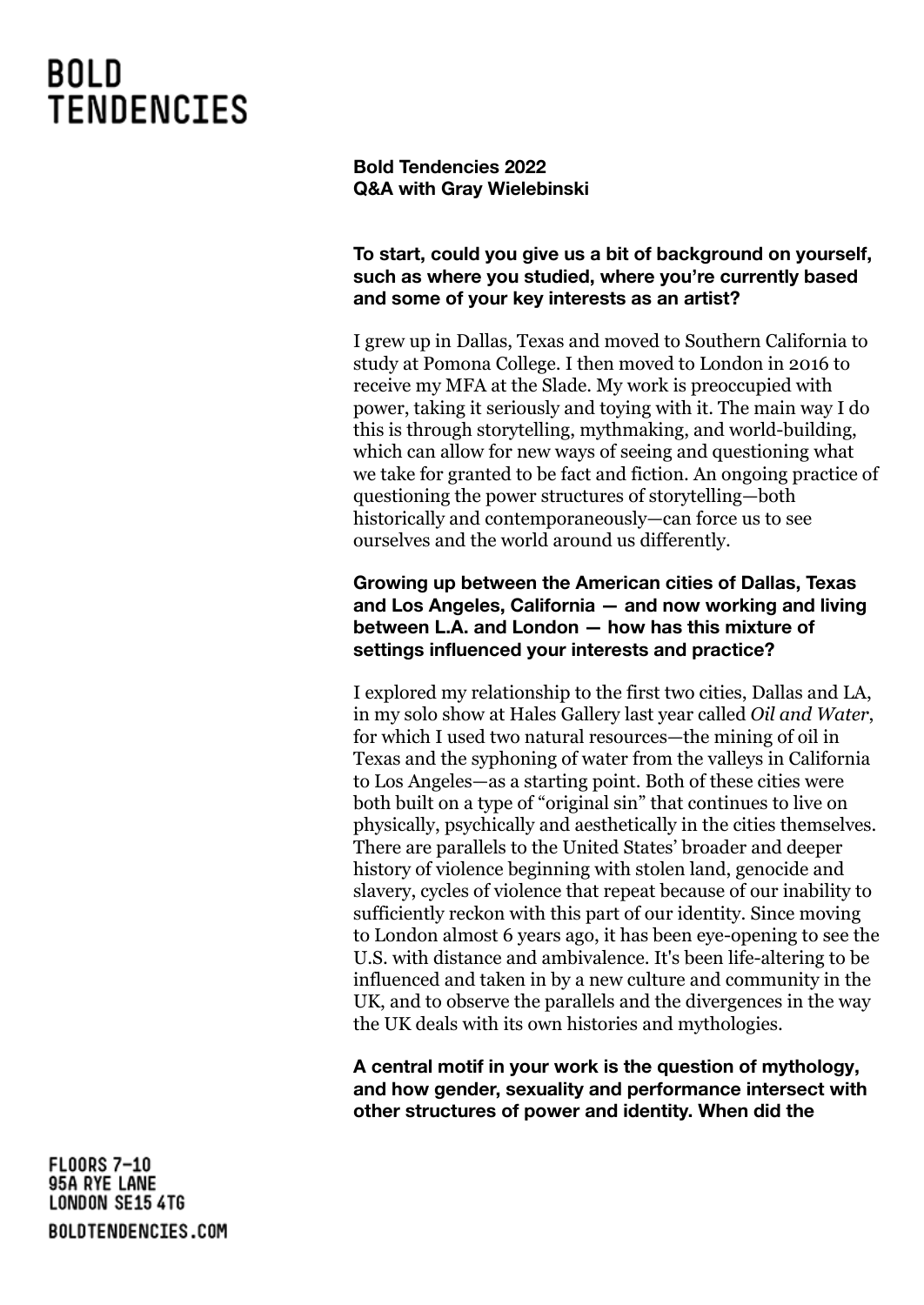# BOLD TENDENCIES

**Bold Tendencies 2022**
**Q&A with Gray Wielebinski**

**To start, could you give us a bit of background on yourself, such as where you studied, where you're currently based and some of your key interests as an artist?**

I grew up in Dallas, Texas and moved to Southern California to study at Pomona College. I then moved to London in 2016 to receive my MFA at the Slade. My work is preoccupied with power, taking it seriously and toying with it. The main way I do this is through storytelling, mythmaking, and world-building, which can allow for new ways of seeing and questioning what we take for granted to be fact and fiction. An ongoing practice of questioning the power structures of storytelling—both historically and contemporaneously—can force us to see ourselves and the world around us differently.

**Growing up between the American cities of Dallas, Texas and Los Angeles, California — and now working and living between L.A. and London — how has this mixture of settings influenced your interests and practice?**

I explored my relationship to the first two cities, Dallas and LA, in my solo show at Hales Gallery last year called *Oil and Water*, for which I used two natural resources—the mining of oil in Texas and the syphoning of water from the valleys in California to Los Angeles—as a starting point. Both of these cities were both built on a type of "original sin" that continues to live on physically, psychically and aesthetically in the cities themselves. There are parallels to the United States' broader and deeper history of violence beginning with stolen land, genocide and slavery, cycles of violence that repeat because of our inability to sufficiently reckon with this part of our identity. Since moving to London almost 6 years ago, it has been eye-opening to see the U.S. with distance and ambivalence. It's been life-altering to be influenced and taken in by a new culture and community in the UK, and to observe the parallels and the divergences in the way the UK deals with its own histories and mythologies.

**A central motif in your work is the question of mythology, and how gender, sexuality and performance intersect with other structures of power and identity. When did the**

FLOORS 7–10
95A RYE LANE
LONDON SE15 4TG
BOLDTENDENCIES.COM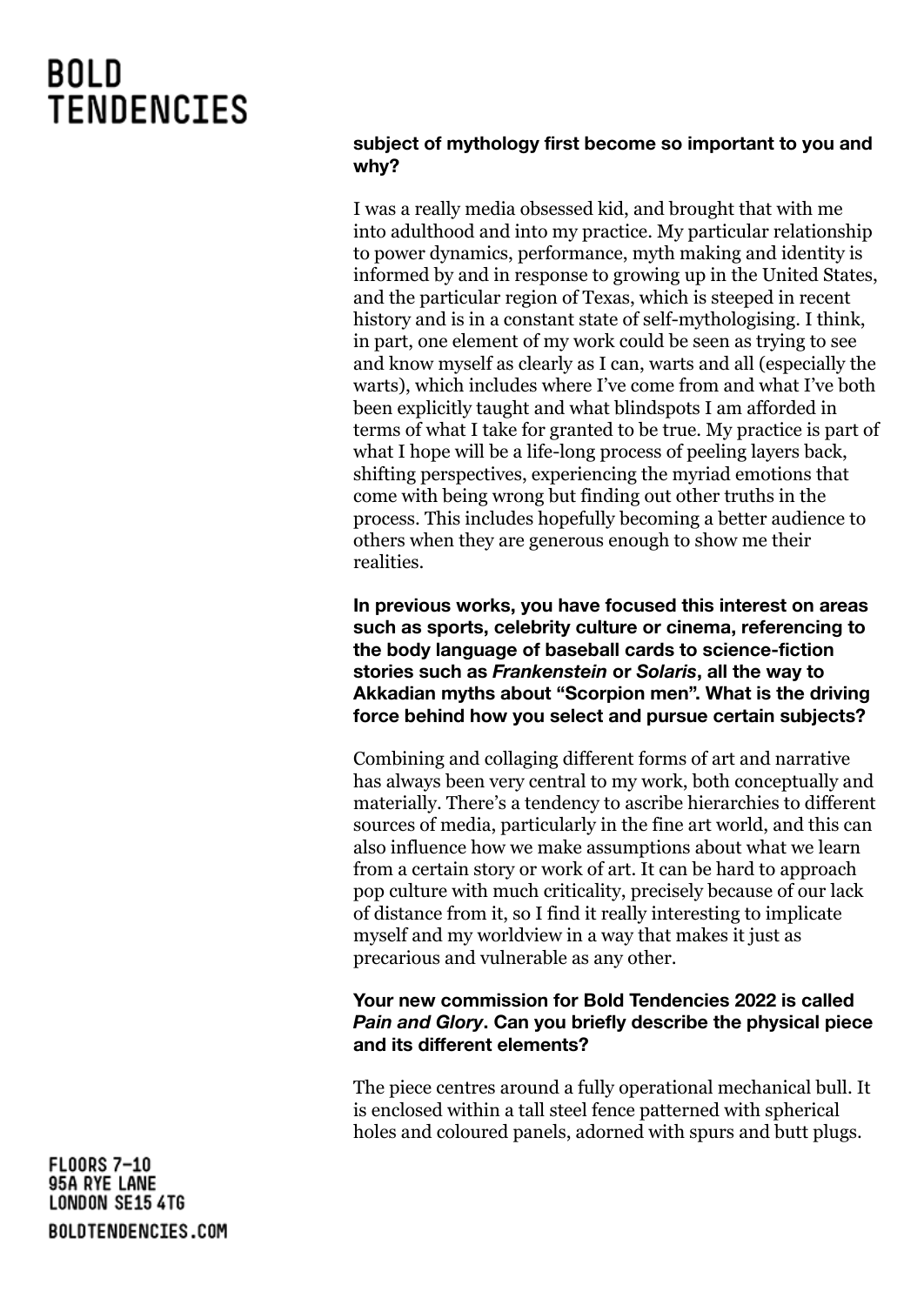**subject of mythology first become so important to you and why?**

I was a really media obsessed kid, and brought that with me into adulthood and into my practice. My particular relationship to power dynamics, performance, myth making and identity is informed by and in response to growing up in the United States, and the particular region of Texas, which is steeped in recent history and is in a constant state of self-mythologising. I think, in part, one element of my work could be seen as trying to see and know myself as clearly as I can, warts and all (especially the warts), which includes where I've come from and what I've both been explicitly taught and what blindspots I am afforded in terms of what I take for granted to be true. My practice is part of what I hope will be a life-long process of peeling layers back, shifting perspectives, experiencing the myriad emotions that come with being wrong but finding out other truths in the process. This includes hopefully becoming a better audience to others when they are generous enough to show me their realities.

**In previous works, you have focused this interest on areas such as sports, celebrity culture or cinema, referencing to the body language of baseball cards to science-fiction stories such as *Frankenstein* or *Solaris*, all the way to Akkadian myths about "Scorpion men". What is the driving force behind how you select and pursue certain subjects?**

Combining and collaging different forms of art and narrative has always been very central to my work, both conceptually and materially. There's a tendency to ascribe hierarchies to different sources of media, particularly in the fine art world, and this can also influence how we make assumptions about what we learn from a certain story or work of art. It can be hard to approach pop culture with much criticality, precisely because of our lack of distance from it, so I find it really interesting to implicate myself and my worldview in a way that makes it just as precarious and vulnerable as any other.

**Your new commission for Bold Tendencies 2022 is called *Pain and Glory*. Can you briefly describe the physical piece and its different elements?**

The piece centres around a fully operational mechanical bull. It is enclosed within a tall steel fence patterned with spherical holes and coloured panels, adorned with spurs and butt plugs.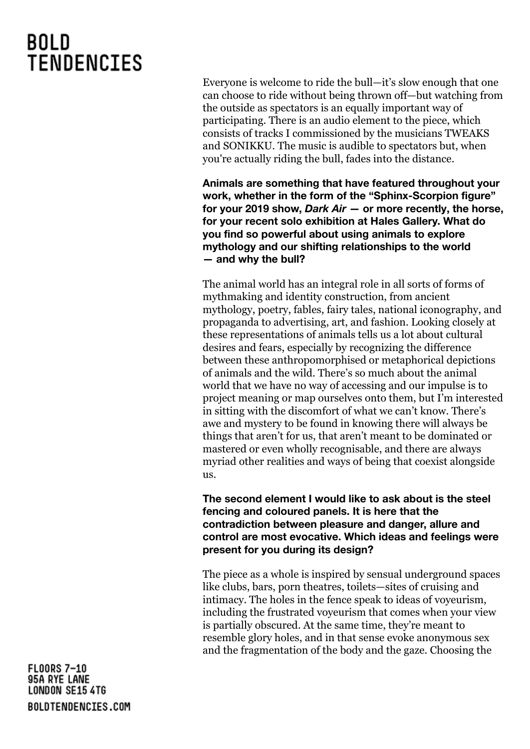Everyone is welcome to ride the bull—it's slow enough that one can choose to ride without being thrown off—but watching from the outside as spectators is an equally important way of participating. There is an audio element to the piece, which consists of tracks I commissioned by the musicians TWEAKS and SONIKKU. The music is audible to spectators but, when you're actually riding the bull, fades into the distance.

**Animals are something that have featured throughout your work, whether in the form of the "Sphinx-Scorpion figure" for your 2019 show, *Dark Air* — or more recently, the horse, for your recent solo exhibition at Hales Gallery. What do you find so powerful about using animals to explore mythology and our shifting relationships to the world — and why the bull?**

The animal world has an integral role in all sorts of forms of mythmaking and identity construction, from ancient mythology, poetry, fables, fairy tales, national iconography, and propaganda to advertising, art, and fashion. Looking closely at these representations of animals tells us a lot about cultural desires and fears, especially by recognizing the difference between these anthropomorphised or metaphorical depictions of animals and the wild. There's so much about the animal world that we have no way of accessing and our impulse is to project meaning or map ourselves onto them, but I'm interested in sitting with the discomfort of what we can't know. There's awe and mystery to be found in knowing there will always be things that aren't for us, that aren't meant to be dominated or mastered or even wholly recognisable, and there are always myriad other realities and ways of being that coexist alongside us.

**The second element I would like to ask about is the steel fencing and coloured panels. It is here that the contradiction between pleasure and danger, allure and control are most evocative. Which ideas and feelings were present for you during its design?**

The piece as a whole is inspired by sensual underground spaces like clubs, bars, porn theatres, toilets—sites of cruising and intimacy. The holes in the fence speak to ideas of voyeurism, including the frustrated voyeurism that comes when your view is partially obscured. At the same time, they're meant to resemble glory holes, and in that sense evoke anonymous sex and the fragmentation of the body and the gaze. Choosing the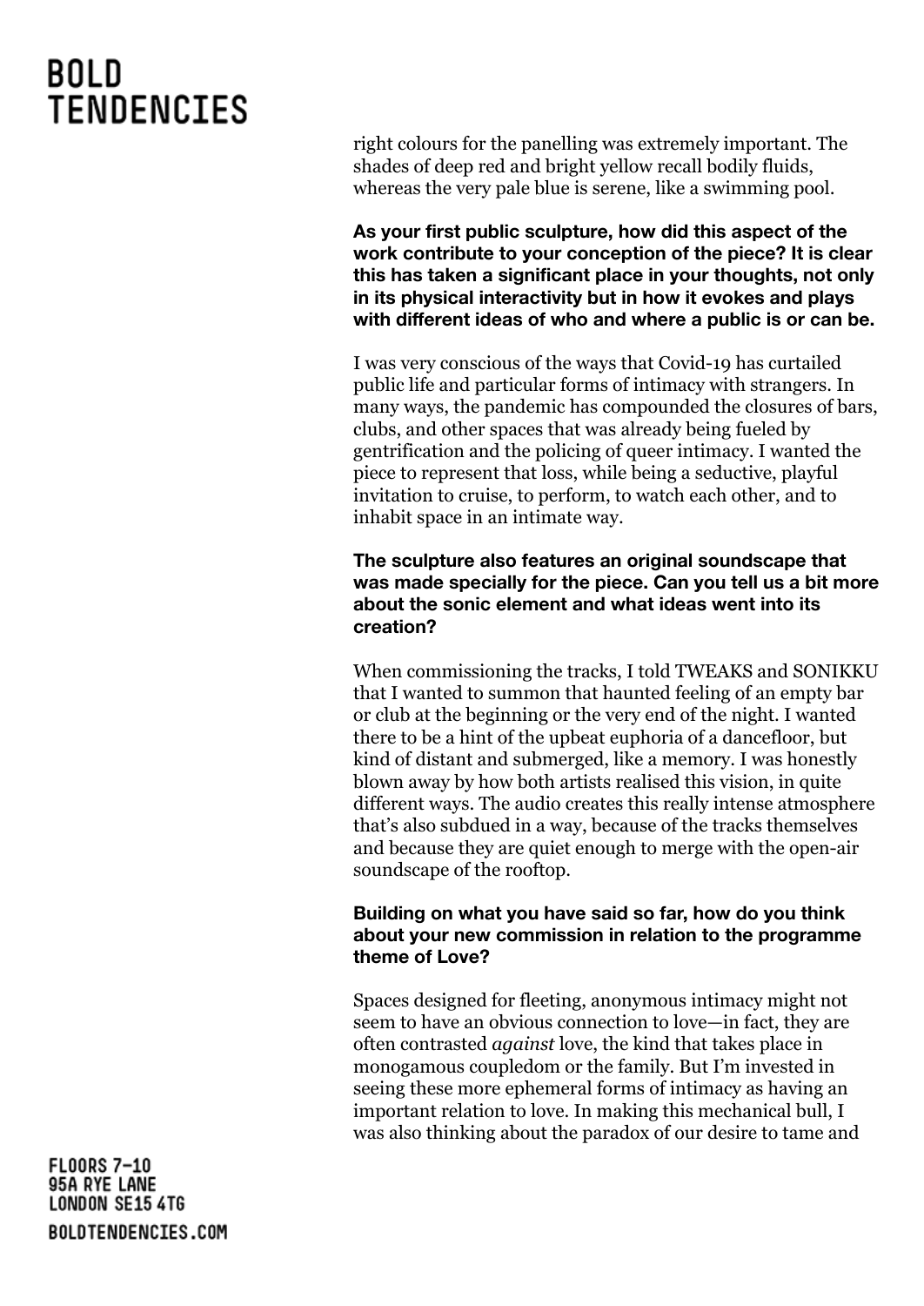right colours for the panelling was extremely important. The shades of deep red and bright yellow recall bodily fluids, whereas the very pale blue is serene, like a swimming pool.

**As your first public sculpture, how did this aspect of the work contribute to your conception of the piece? It is clear this has taken a significant place in your thoughts, not only in its physical interactivity but in how it evokes and plays with different ideas of who and where a public is or can be.**

I was very conscious of the ways that Covid-19 has curtailed public life and particular forms of intimacy with strangers. In many ways, the pandemic has compounded the closures of bars, clubs, and other spaces that was already being fueled by gentrification and the policing of queer intimacy. I wanted the piece to represent that loss, while being a seductive, playful invitation to cruise, to perform, to watch each other, and to inhabit space in an intimate way.

**The sculpture also features an original soundscape that was made specially for the piece. Can you tell us a bit more about the sonic element and what ideas went into its creation?**

When commissioning the tracks, I told TWEAKS and SONIKKU that I wanted to summon that haunted feeling of an empty bar or club at the beginning or the very end of the night. I wanted there to be a hint of the upbeat euphoria of a dancefloor, but kind of distant and submerged, like a memory. I was honestly blown away by how both artists realised this vision, in quite different ways. The audio creates this really intense atmosphere that's also subdued in a way, because of the tracks themselves and because they are quiet enough to merge with the open-air soundscape of the rooftop.

**Building on what you have said so far, how do you think about your new commission in relation to the programme theme of Love?**

Spaces designed for fleeting, anonymous intimacy might not seem to have an obvious connection to love—in fact, they are often contrasted *against* love, the kind that takes place in monogamous coupledom or the family. But I'm invested in seeing these more ephemeral forms of intimacy as having an important relation to love. In making this mechanical bull, I was also thinking about the paradox of our desire to tame and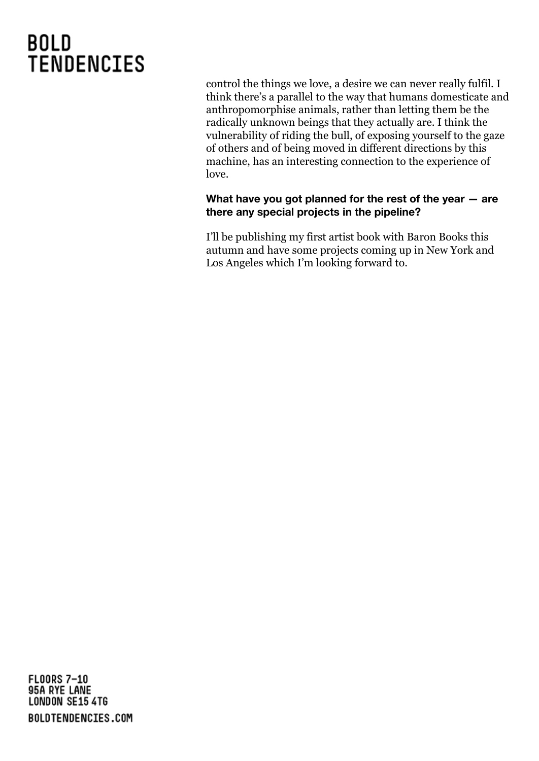control the things we love, a desire we can never really fulfil. I think there's a parallel to the way that humans domesticate and anthropomorphise animals, rather than letting them be the radically unknown beings that they actually are. I think the vulnerability of riding the bull, of exposing yourself to the gaze of others and of being moved in different directions by this machine, has an interesting connection to the experience of love.

**What have you got planned for the rest of the year — are there any special projects in the pipeline?**

I'll be publishing my first artist book with Baron Books this autumn and have some projects coming up in New York and Los Angeles which I'm looking forward to.